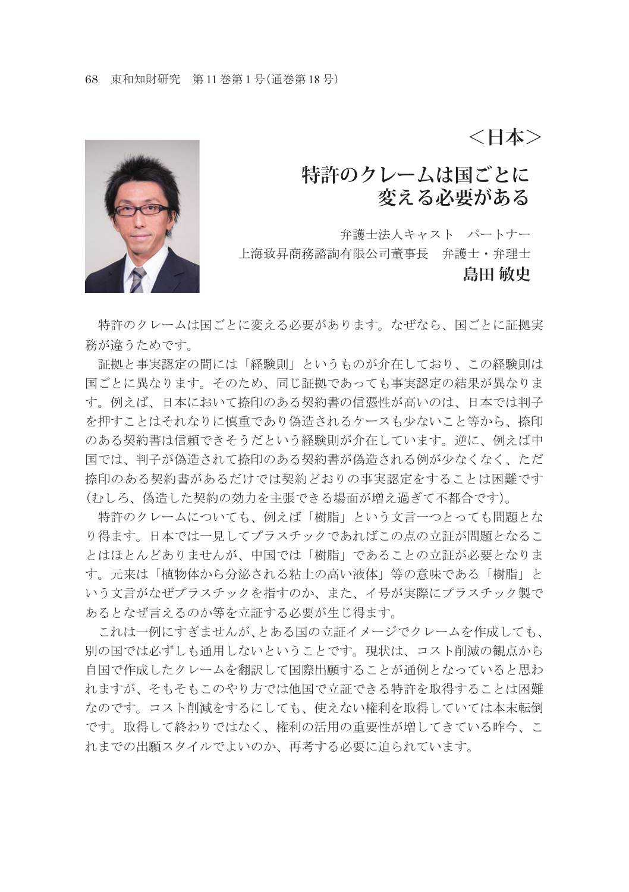## ＜日本＞

# 特許のクレームは国ごとに変える必要がある

弁護士法人キャスト　パートナー
上海致昇商務諮詢有限公司董事長　弁護士・弁理士
**島田 敏史**

特許のクレームは国ごとに変える必要があります。なぜなら、国ごとに証拠実務が違うためです。

証拠と事実認定の間には「経験則」というものが介在しており、この経験則は国ごとに異なります。そのため、同じ証拠であっても事実認定の結果が異なります。例えば、日本において捺印のある契約書の信憑性が高いのは、日本では判子を押すことはそれなりに慎重であり偽造されるケースも少ないこと等から、捺印のある契約書は信頼できそうだという経験則が介在しています。逆に、例えば中国では、判子が偽造されて捺印のある契約書が偽造される例が少なくなく、ただ捺印のある契約書があるだけでは契約どおりの事実認定をすることは困難です（むしろ、偽造した契約の効力を主張できる場面が増え過ぎて不都合です）。

特許のクレームについても、例えば「樹脂」という文言一つとっても問題となり得ます。日本では一見してプラスチックであればこの点の立証が問題となることはほとんどありませんが、中国では「樹脂」であることの立証が必要となります。元来は「植物体から分泌される粘土の高い液体」等の意味である「樹脂」という文言がなぜプラスチックを指すのか、また、イ号が実際にプラスチック製であるとなぜ言えるのか等を立証する必要が生じ得ます。

これは一例にすぎませんが、とある国の立証イメージでクレームを作成しても、別の国では必ずしも通用しないということです。現状は、コスト削減の観点から自国で作成したクレームを翻訳して国際出願することが通例となっていると思われますが、そもそもこのやり方では他国で立証できる特許を取得することは困難なのです。コスト削減をするにしても、使えない権利を取得していては本末転倒です。取得して終わりではなく、権利の活用の重要性が増してきている昨今、これまでの出願スタイルでよいのか、再考する必要に迫られています。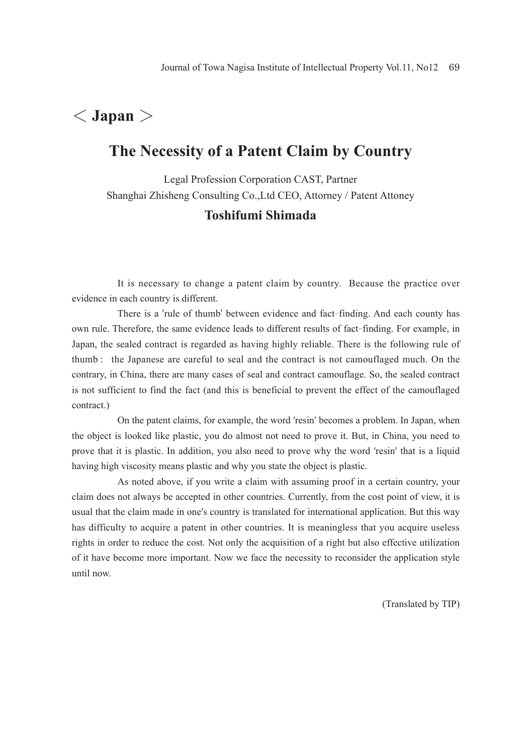## ＜ Japan ＞

# The Necessity of a Patent Claim by Country

Legal Profession Corporation CAST, Partner
Shanghai Zhisheng Consulting Co.,Ltd CEO, Attorney / Patent Attoney

**Toshifumi Shimada**

It is necessary to change a patent claim by country. Because the practice over evidence in each country is different.

There is a ′rule of thumb′ between evidence and fact-finding. And each county has own rule. Therefore, the same evidence leads to different results of fact-finding. For example, in Japan, the sealed contract is regarded as having highly reliable. There is the following rule of thumb : the Japanese are careful to seal and the contract is not camouflaged much. On the contrary, in China, there are many cases of seal and contract camouflage. So, the sealed contract is not sufficient to find the fact (and this is beneficial to prevent the effect of the camouflaged contract.)

On the patent claims, for example, the word ′resin′ becomes a problem. In Japan, when the object is looked like plastic, you do almost not need to prove it. But, in China, you need to prove that it is plastic. In addition, you also need to prove why the word ′resin′ that is a liquid having high viscosity means plastic and why you state the object is plastic.

As noted above, if you write a claim with assuming proof in a certain country, your claim does not always be accepted in other countries. Currently, from the cost point of view, it is usual that the claim made in one′s country is translated for international application. But this way has difficulty to acquire a patent in other countries. It is meaningless that you acquire useless rights in order to reduce the cost. Not only the acquisition of a right but also effective utilization of it have become more important. Now we face the necessity to reconsider the application style until now.

(Translated by TIP)